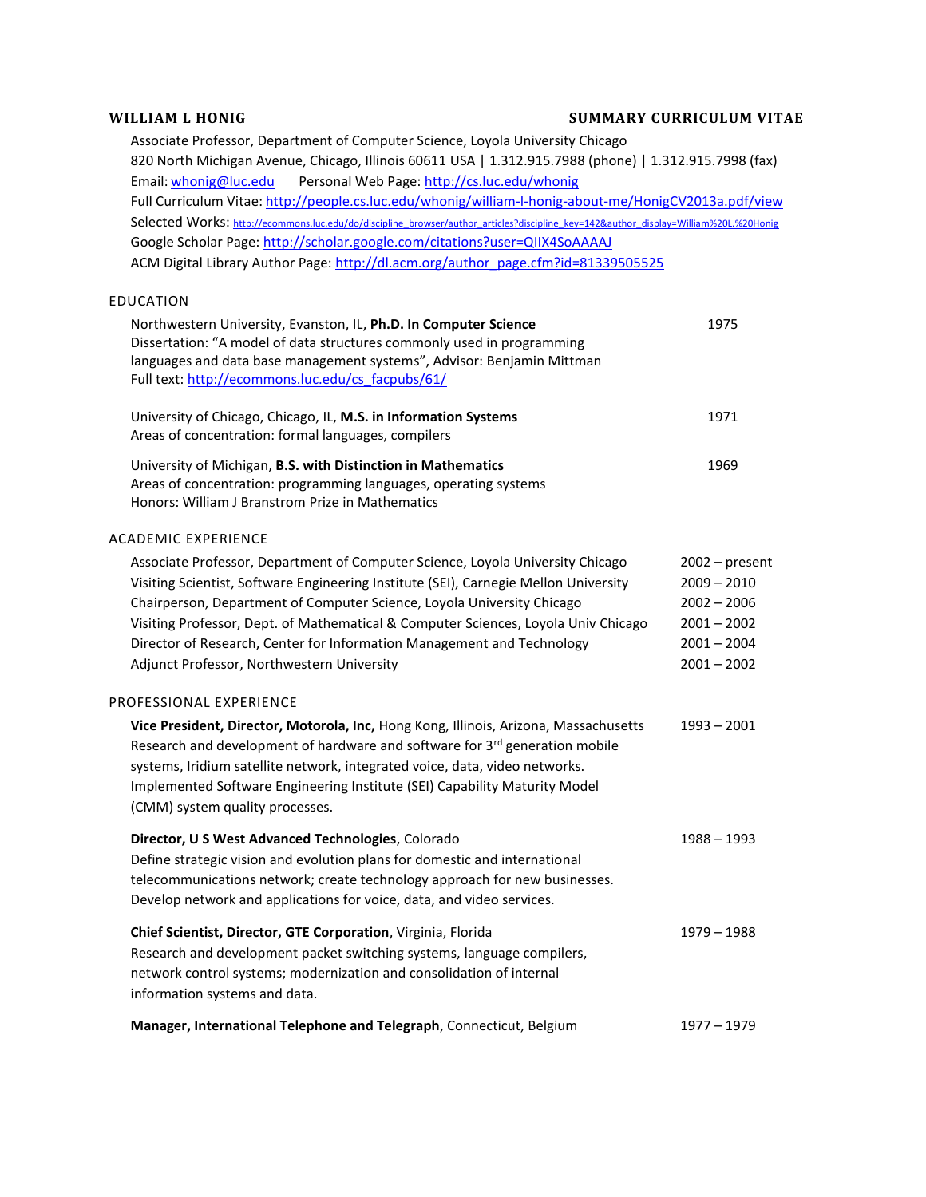**WILLIAM L HONIG** **SUMMARY CURRICULUM VITAE**

Associate Professor, Department of Computer Science, Loyola University Chicago
820 North Michigan Avenue, Chicago, Illinois 60611 USA | 1.312.915.7988 (phone) | 1.312.915.7998 (fax)
Email: [whonig@luc.edu](mailto:whonig@luc.edu) Personal Web Page: [http://cs.luc.edu/whonig](http://cs.luc.edu/whonig)
Full Curriculum Vitae: [http://people.cs.luc.edu/whonig/william-l-honig-about-me/HonigCV2013a.pdf/view](http://people.cs.luc.edu/whonig/william-l-honig-about-me/HonigCV2013a.pdf/view)
Selected Works: [http://ecommons.luc.edu/do/discipline_browser/author_articles?discipline_key=142&author_display=William%20L.%20Honig](http://ecommons.luc.edu/do/discipline_browser/author_articles?discipline_key=142&author_display=William%20L.%20Honig)
Google Scholar Page: [http://scholar.google.com/citations?user=QIIX4SoAAAAJ](http://scholar.google.com/citations?user=QIIX4SoAAAAJ)
ACM Digital Library Author Page: [http://dl.acm.org/author_page.cfm?id=81339505525](http://dl.acm.org/author_page.cfm?id=81339505525)

## EDUCATION

Northwestern University, Evanston, IL, **Ph.D. In Computer Science** — 1975
Dissertation: "A model of data structures commonly used in programming languages and data base management systems", Advisor: Benjamin Mittman
Full text: [http://ecommons.luc.edu/cs_facpubs/61/](http://ecommons.luc.edu/cs_facpubs/61/)

University of Chicago, Chicago, IL, **M.S. in Information Systems** — 1971
Areas of concentration: formal languages, compilers

University of Michigan, **B.S. with Distinction in Mathematics** — 1969
Areas of concentration: programming languages, operating systems
Honors: William J Branstrom Prize in Mathematics

## ACADEMIC EXPERIENCE

| Position | Years |
|---|---|
| Associate Professor, Department of Computer Science, Loyola University Chicago | 2002 – present |
| Visiting Scientist, Software Engineering Institute (SEI), Carnegie Mellon University | 2009 – 2010 |
| Chairperson, Department of Computer Science, Loyola University Chicago | 2002 – 2006 |
| Visiting Professor, Dept. of Mathematical & Computer Sciences, Loyola Univ Chicago | 2001 – 2002 |
| Director of Research, Center for Information Management and Technology | 2001 – 2004 |
| Adjunct Professor, Northwestern University | 2001 – 2002 |

## PROFESSIONAL EXPERIENCE

**Vice President, Director, Motorola, Inc,** Hong Kong, Illinois, Arizona, Massachusetts — 1993 – 2001
Research and development of hardware and software for 3rd generation mobile systems, Iridium satellite network, integrated voice, data, video networks. Implemented Software Engineering Institute (SEI) Capability Maturity Model (CMM) system quality processes.

**Director, U S West Advanced Technologies**, Colorado — 1988 – 1993
Define strategic vision and evolution plans for domestic and international telecommunications network; create technology approach for new businesses. Develop network and applications for voice, data, and video services.

**Chief Scientist, Director, GTE Corporation**, Virginia, Florida — 1979 – 1988
Research and development packet switching systems, language compilers, network control systems; modernization and consolidation of internal information systems and data.

**Manager, International Telephone and Telegraph**, Connecticut, Belgium — 1977 – 1979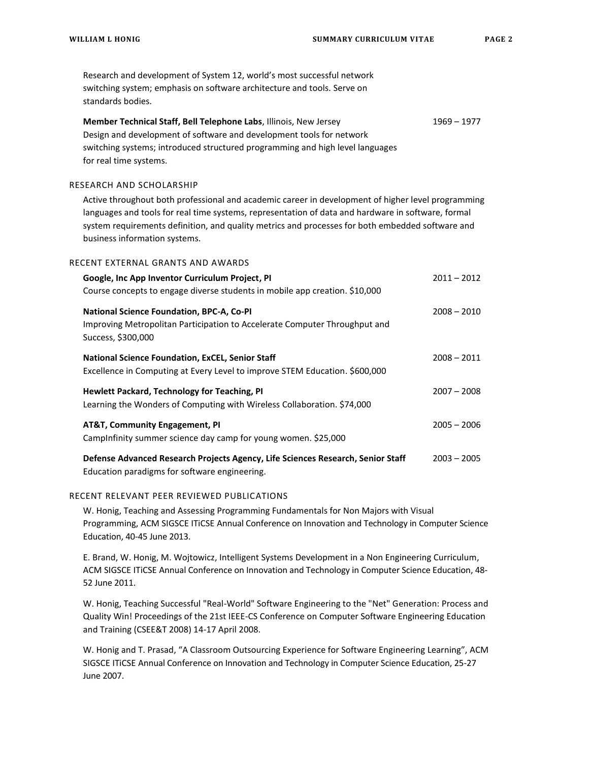Research and development of System 12, world's most successful network switching system; emphasis on software architecture and tools. Serve on standards bodies.

**Member Technical Staff, Bell Telephone Labs**, Illinois, New Jersey — 1969 – 1977
Design and development of software and development tools for network switching systems; introduced structured programming and high level languages for real time systems.

## RESEARCH AND SCHOLARSHIP

Active throughout both professional and academic career in development of higher level programming languages and tools for real time systems, representation of data and hardware in software, formal system requirements definition, and quality metrics and processes for both embedded software and business information systems.

## RECENT EXTERNAL GRANTS AND AWARDS

**Google, Inc App Inventor Curriculum Project, PI** — 2011 – 2012
Course concepts to engage diverse students in mobile app creation. $10,000

**National Science Foundation, BPC-A, Co-PI** — 2008 – 2010
Improving Metropolitan Participation to Accelerate Computer Throughput and Success, $300,000

**National Science Foundation, ExCEL, Senior Staff** — 2008 – 2011
Excellence in Computing at Every Level to improve STEM Education. $600,000

**Hewlett Packard, Technology for Teaching, PI** — 2007 – 2008
Learning the Wonders of Computing with Wireless Collaboration. $74,000

**AT&T, Community Engagement, PI** — 2005 – 2006
CampInfinity summer science day camp for young women. $25,000

**Defense Advanced Research Projects Agency, Life Sciences Research, Senior Staff** — 2003 – 2005
Education paradigms for software engineering.

## RECENT RELEVANT PEER REVIEWED PUBLICATIONS

W. Honig, Teaching and Assessing Programming Fundamentals for Non Majors with Visual Programming, ACM SIGSCE ITiCSE Annual Conference on Innovation and Technology in Computer Science Education, 40-45 June 2013.

E. Brand, W. Honig, M. Wojtowicz, Intelligent Systems Development in a Non Engineering Curriculum, ACM SIGSCE ITiCSE Annual Conference on Innovation and Technology in Computer Science Education, 48-52 June 2011.

W. Honig, Teaching Successful "Real-World" Software Engineering to the "Net" Generation: Process and Quality Win! Proceedings of the 21st IEEE-CS Conference on Computer Software Engineering Education and Training (CSEE&T 2008) 14-17 April 2008.

W. Honig and T. Prasad, "A Classroom Outsourcing Experience for Software Engineering Learning", ACM SIGSCE ITiCSE Annual Conference on Innovation and Technology in Computer Science Education, 25-27 June 2007.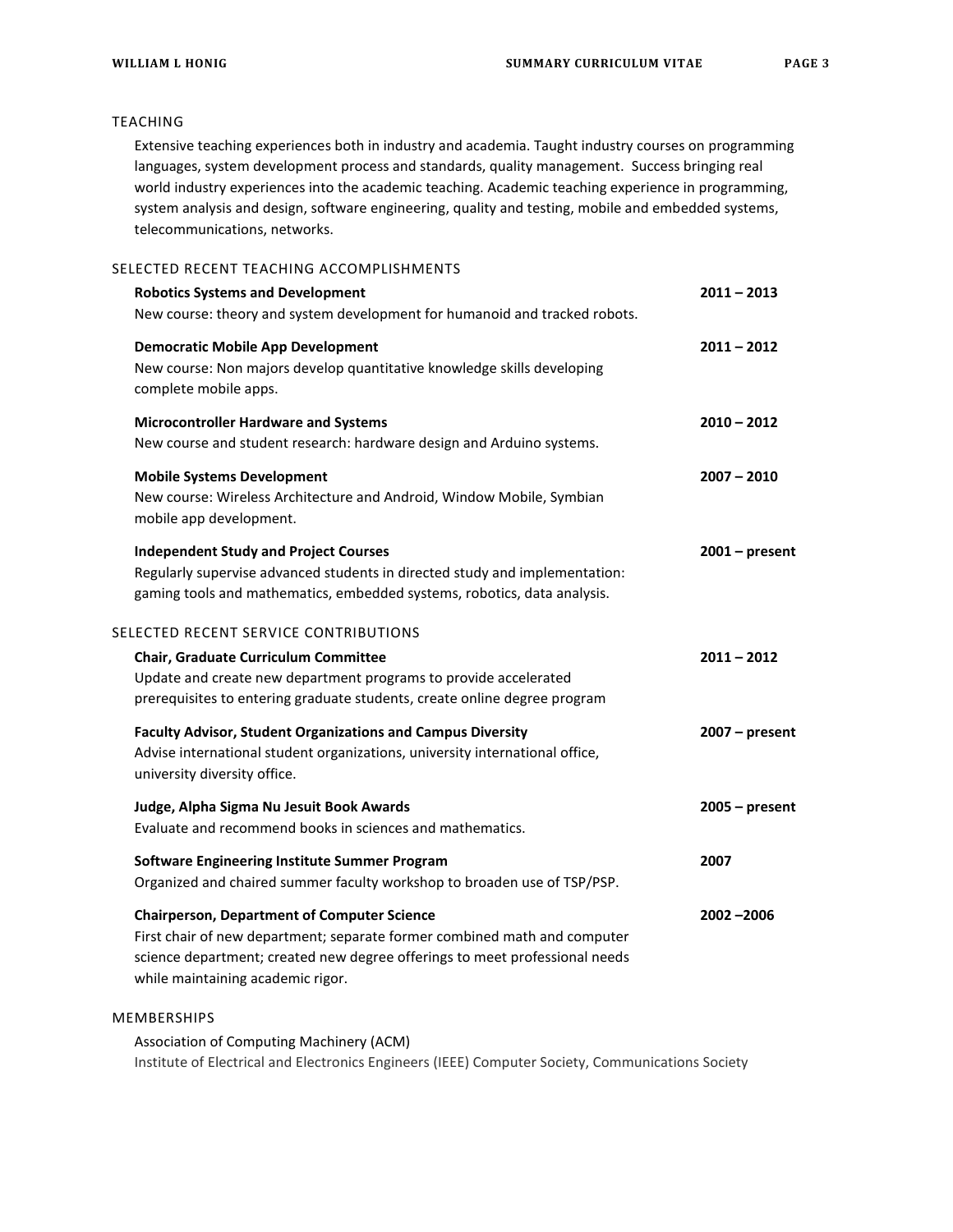## TEACHING

Extensive teaching experiences both in industry and academia. Taught industry courses on programming languages, system development process and standards, quality management. Success bringing real world industry experiences into the academic teaching. Academic teaching experience in programming, system analysis and design, software engineering, quality and testing, mobile and embedded systems, telecommunications, networks.

## SELECTED RECENT TEACHING ACCOMPLISHMENTS

**Robotics Systems and Development** — **2011 – 2013**
New course: theory and system development for humanoid and tracked robots.

**Democratic Mobile App Development** — **2011 – 2012**
New course: Non majors develop quantitative knowledge skills developing complete mobile apps.

**Microcontroller Hardware and Systems** — **2010 – 2012**
New course and student research: hardware design and Arduino systems.

**Mobile Systems Development** — **2007 – 2010**
New course: Wireless Architecture and Android, Window Mobile, Symbian mobile app development.

**Independent Study and Project Courses** — **2001 – present**
Regularly supervise advanced students in directed study and implementation: gaming tools and mathematics, embedded systems, robotics, data analysis.

## SELECTED RECENT SERVICE CONTRIBUTIONS

**Chair, Graduate Curriculum Committee** — **2011 – 2012**
Update and create new department programs to provide accelerated prerequisites to entering graduate students, create online degree program

**Faculty Advisor, Student Organizations and Campus Diversity** — **2007 – present**
Advise international student organizations, university international office, university diversity office.

**Judge, Alpha Sigma Nu Jesuit Book Awards** — **2005 – present**
Evaluate and recommend books in sciences and mathematics.

**Software Engineering Institute Summer Program** — **2007**
Organized and chaired summer faculty workshop to broaden use of TSP/PSP.

**Chairperson, Department of Computer Science** — **2002 –2006**
First chair of new department; separate former combined math and computer science department; created new degree offerings to meet professional needs while maintaining academic rigor.

## MEMBERSHIPS

Association of Computing Machinery (ACM)
Institute of Electrical and Electronics Engineers (IEEE) Computer Society, Communications Society